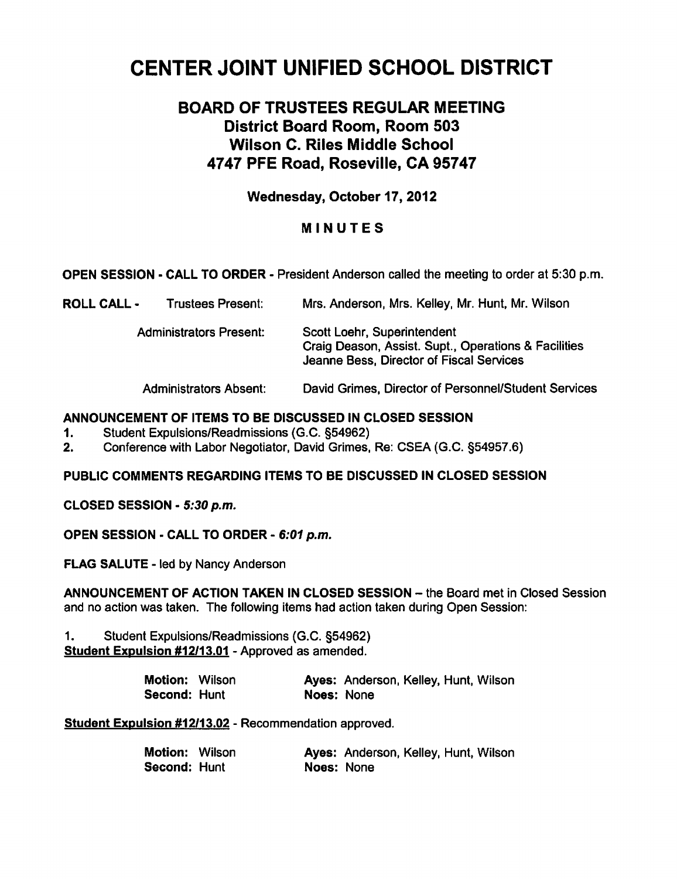# CENTER JOINT UNIFIED SCHOOL DISTRICT

## BOARD OF TRUSTEES REGULAR MEETING
## District Board Room, Room 503
## Wilson C. Riles Middle School
## 4747 PFE Road, Roseville, CA 95747

**Wednesday, October 17, 2012**

**MINUTES**

**OPEN SESSION - CALL TO ORDER** - President Anderson called the meeting to order at 5:30 p.m.

**ROLL CALL -** Trustees Present: Mrs. Anderson, Mrs. Kelley, Mr. Hunt, Mr. Wilson

Administrators Present:
Scott Loehr, Superintendent
Craig Deason, Assist. Supt., Operations & Facilities
Jeanne Bess, Director of Fiscal Services

Administrators Absent: David Grimes, Director of Personnel/Student Services

**ANNOUNCEMENT OF ITEMS TO BE DISCUSSED IN CLOSED SESSION**

1. Student Expulsions/Readmissions (G.C. §54962)
2. Conference with Labor Negotiator, David Grimes, Re: CSEA (G.C. §54957.6)

**PUBLIC COMMENTS REGARDING ITEMS TO BE DISCUSSED IN CLOSED SESSION**

**CLOSED SESSION -** ***5:30 p.m.***

**OPEN SESSION - CALL TO ORDER -** ***6:01 p.m.***

**FLAG SALUTE** - led by Nancy Anderson

**ANNOUNCEMENT OF ACTION TAKEN IN CLOSED SESSION** – the Board met in Closed Session and no action was taken. The following items had action taken during Open Session:

1. Student Expulsions/Readmissions (G.C. §54962)

**Student Expulsion #12/13.01** - Approved as amended.

**Motion:** Wilson **Ayes:** Anderson, Kelley, Hunt, Wilson
**Second:** Hunt **Noes:** None

**Student Expulsion #12/13.02** - Recommendation approved.

**Motion:** Wilson **Ayes:** Anderson, Kelley, Hunt, Wilson
**Second:** Hunt **Noes:** None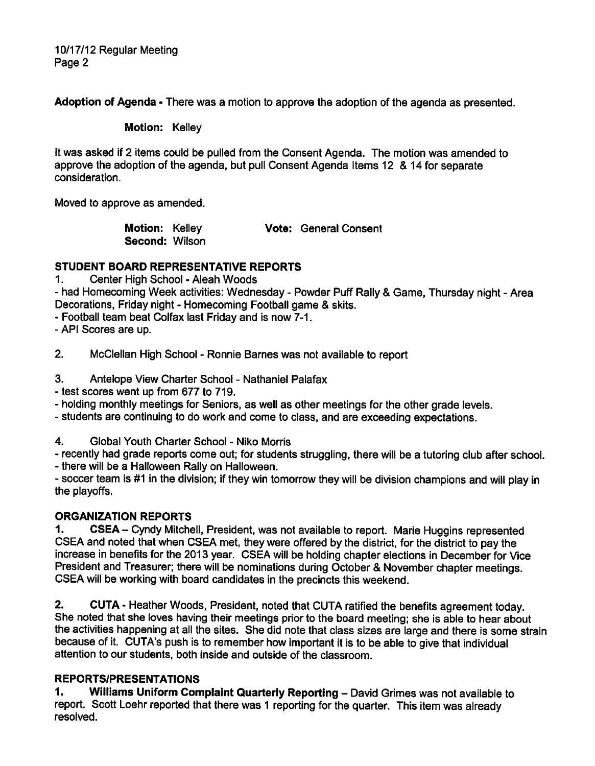**Adoption of Agenda -** There was a motion to approve the adoption of the agenda as presented.

**Motion:** Kelley

It was asked if 2 items could be pulled from the Consent Agenda. The motion was amended to approve the adoption of the agenda, but pull Consent Agenda Items 12 & 14 for separate consideration.

Moved to approve as amended.

**Motion:** Kelley **Vote:** General Consent
**Second:** Wilson

## STUDENT BOARD REPRESENTATIVE REPORTS

1. Center High School - Aleah Woods

- had Homecoming Week activities: Wednesday - Powder Puff Rally & Game, Thursday night - Area Decorations, Friday night - Homecoming Football game & skits.
- Football team beat Colfax last Friday and is now 7-1.
- API Scores are up.

2. McClellan High School - Ronnie Barnes was not available to report

3. Antelope View Charter School - Nathaniel Palafax

- test scores went up from 677 to 719.
- holding monthly meetings for Seniors, as well as other meetings for the other grade levels.
- students are continuing to do work and come to class, and are exceeding expectations.

4. Global Youth Charter School - Niko Morris

- recently had grade reports come out; for students struggling, there will be a tutoring club after school.
- there will be a Halloween Rally on Halloween.
- soccer team is #1 in the division; if they win tomorrow they will be division champions and will play in the playoffs.

## ORGANIZATION REPORTS

1. **CSEA** – Cyndy Mitchell, President, was not available to report. Marie Huggins represented CSEA and noted that when CSEA met, they were offered by the district, for the district to pay the increase in benefits for the 2013 year. CSEA will be holding chapter elections in December for Vice President and Treasurer; there will be nominations during October & November chapter meetings. CSEA will be working with board candidates in the precincts this weekend.

2. **CUTA** - Heather Woods, President, noted that CUTA ratified the benefits agreement today. She noted that she loves having their meetings prior to the board meeting; she is able to hear about the activities happening at all the sites. She did note that class sizes are large and there is some strain because of it. CUTA's push is to remember how important it is to be able to give that individual attention to our students, both inside and outside of the classroom.

## REPORTS/PRESENTATIONS

1. **Williams Uniform Complaint Quarterly Reporting** – David Grimes was not available to report. Scott Loehr reported that there was 1 reporting for the quarter. This item was already resolved.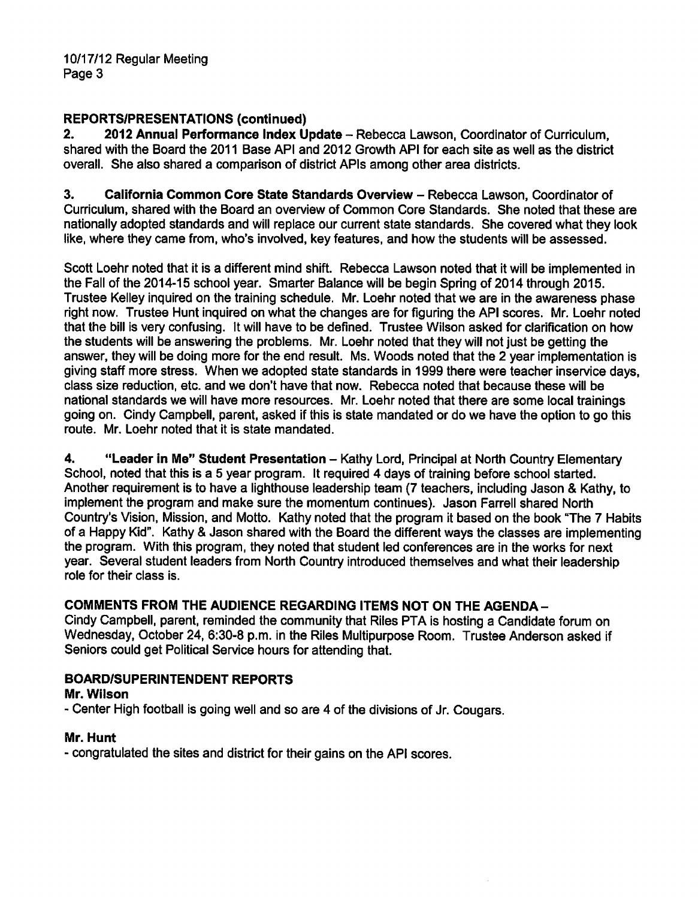## REPORTS/PRESENTATIONS (continued)

2. **2012 Annual Performance Index Update** – Rebecca Lawson, Coordinator of Curriculum, shared with the Board the 2011 Base API and 2012 Growth API for each site as well as the district overall. She also shared a comparison of district APIs among other area districts.

3. **California Common Core State Standards Overview** – Rebecca Lawson, Coordinator of Curriculum, shared with the Board an overview of Common Core Standards. She noted that these are nationally adopted standards and will replace our current state standards. She covered what they look like, where they came from, who's involved, key features, and how the students will be assessed.

Scott Loehr noted that it is a different mind shift. Rebecca Lawson noted that it will be implemented in the Fall of the 2014-15 school year. Smarter Balance will be begin Spring of 2014 through 2015. Trustee Kelley inquired on the training schedule. Mr. Loehr noted that we are in the awareness phase right now. Trustee Hunt inquired on what the changes are for figuring the API scores. Mr. Loehr noted that the bill is very confusing. It will have to be defined. Trustee Wilson asked for clarification on how the students will be answering the problems. Mr. Loehr noted that they will not just be getting the answer, they will be doing more for the end result. Ms. Woods noted that the 2 year implementation is giving staff more stress. When we adopted state standards in 1999 there were teacher inservice days, class size reduction, etc. and we don't have that now. Rebecca noted that because these will be national standards we will have more resources. Mr. Loehr noted that there are some local trainings going on. Cindy Campbell, parent, asked if this is state mandated or do we have the option to go this route. Mr. Loehr noted that it is state mandated.

4. **"Leader in Me" Student Presentation** – Kathy Lord, Principal at North Country Elementary School, noted that this is a 5 year program. It required 4 days of training before school started. Another requirement is to have a lighthouse leadership team (7 teachers, including Jason & Kathy, to implement the program and make sure the momentum continues). Jason Farrell shared North Country's Vision, Mission, and Motto. Kathy noted that the program it based on the book "The 7 Habits of a Happy Kid". Kathy & Jason shared with the Board the different ways the classes are implementing the program. With this program, they noted that student led conferences are in the works for next year. Several student leaders from North Country introduced themselves and what their leadership role for their class is.

## COMMENTS FROM THE AUDIENCE REGARDING ITEMS NOT ON THE AGENDA –

Cindy Campbell, parent, reminded the community that Riles PTA is hosting a Candidate forum on Wednesday, October 24, 6:30-8 p.m. in the Riles Multipurpose Room. Trustee Anderson asked if Seniors could get Political Service hours for attending that.

## BOARD/SUPERINTENDENT REPORTS

**Mr. Wilson**

- Center High football is going well and so are 4 of the divisions of Jr. Cougars.

**Mr. Hunt**

- congratulated the sites and district for their gains on the API scores.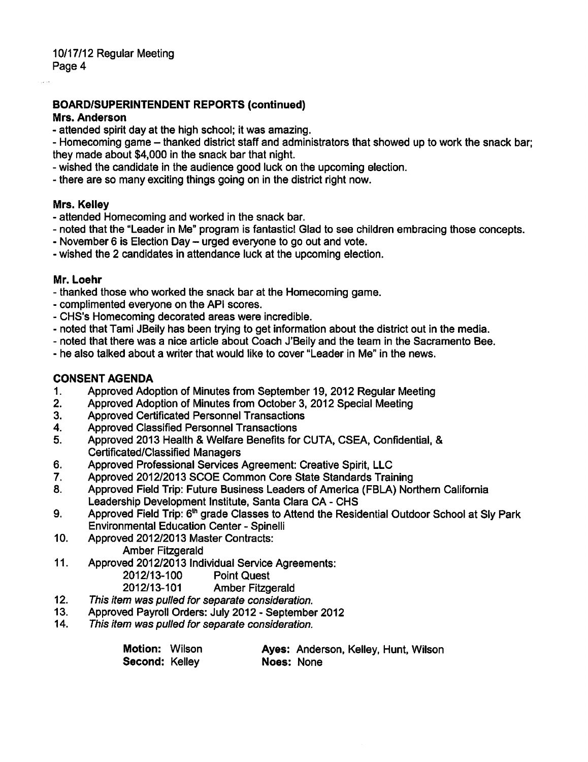## BOARD/SUPERINTENDENT REPORTS (continued)

### Mrs. Anderson

- attended spirit day at the high school; it was amazing.
- Homecoming game – thanked district staff and administrators that showed up to work the snack bar; they made about $4,000 in the snack bar that night.
- wished the candidate in the audience good luck on the upcoming election.
- there are so many exciting things going on in the district right now.

### Mrs. Kelley

- attended Homecoming and worked in the snack bar.
- noted that the "Leader in Me" program is fantastic! Glad to see children embracing those concepts.
- November 6 is Election Day – urged everyone to go out and vote.
- wished the 2 candidates in attendance luck at the upcoming election.

### Mr. Loehr

- thanked those who worked the snack bar at the Homecoming game.
- complimented everyone on the API scores.
- CHS's Homecoming decorated areas were incredible.
- noted that Tami JBeily has been trying to get information about the district out in the media.
- noted that there was a nice article about Coach J'Beily and the team in the Sacramento Bee.
- he also talked about a writer that would like to cover "Leader in Me" in the news.

## CONSENT AGENDA

1. Approved Adoption of Minutes from September 19, 2012 Regular Meeting
2. Approved Adoption of Minutes from October 3, 2012 Special Meeting
3. Approved Certificated Personnel Transactions
4. Approved Classified Personnel Transactions
5. Approved 2013 Health & Welfare Benefits for CUTA, CSEA, Confidential, & Certificated/Classified Managers
6. Approved Professional Services Agreement: Creative Spirit, LLC
7. Approved 2012/2013 SCOE Common Core State Standards Training
8. Approved Field Trip: Future Business Leaders of America (FBLA) Northern California Leadership Development Institute, Santa Clara CA - CHS
9. Approved Field Trip: 6th grade Classes to Attend the Residential Outdoor School at Sly Park Environmental Education Center - Spinelli
10. Approved 2012/2013 Master Contracts:
    Amber Fitzgerald
11. Approved 2012/2013 Individual Service Agreements:
    2012/13-100 Point Quest
    2012/13-101 Amber Fitzgerald
12. *This item was pulled for separate consideration.*
13. Approved Payroll Orders: July 2012 - September 2012
14. *This item was pulled for separate consideration.*

**Motion:** Wilson **Ayes:** Anderson, Kelley, Hunt, Wilson
**Second:** Kelley **Noes:** None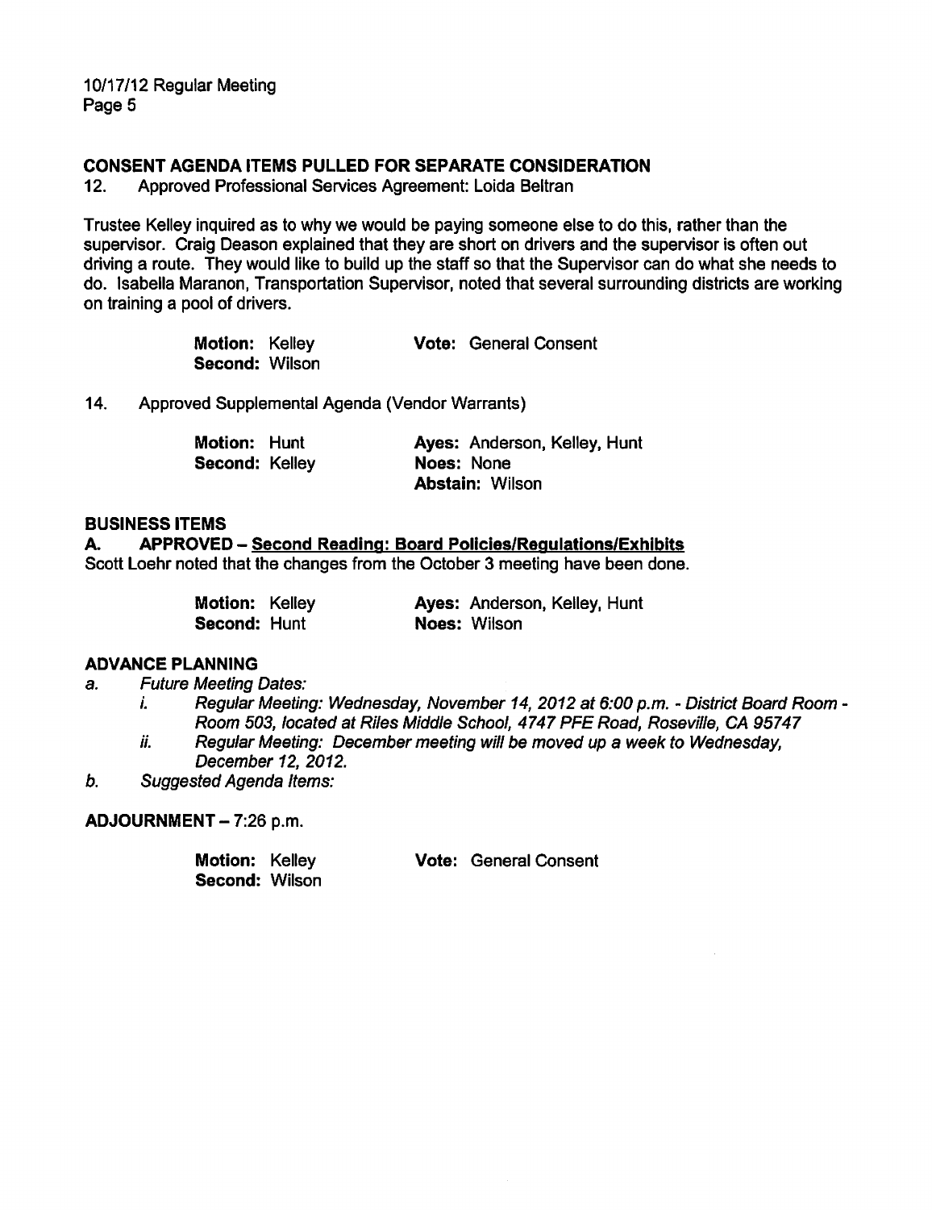## CONSENT AGENDA ITEMS PULLED FOR SEPARATE CONSIDERATION

12. Approved Professional Services Agreement: Loida Beltran

Trustee Kelley inquired as to why we would be paying someone else to do this, rather than the supervisor. Craig Deason explained that they are short on drivers and the supervisor is often out driving a route. They would like to build up the staff so that the Supervisor can do what she needs to do. Isabella Maranon, Transportation Supervisor, noted that several surrounding districts are working on training a pool of drivers.

**Motion:** Kelley
**Second:** Wilson
**Vote:** General Consent

14. Approved Supplemental Agenda (Vendor Warrants)

**Motion:** Hunt
**Second:** Kelley
**Ayes:** Anderson, Kelley, Hunt
**Noes:** None
**Abstain:** Wilson

## BUSINESS ITEMS

**A. APPROVED – Second Reading: Board Policies/Regulations/Exhibits**

Scott Loehr noted that the changes from the October 3 meeting have been done.

**Motion:** Kelley
**Second:** Hunt
**Ayes:** Anderson, Kelley, Hunt
**Noes:** Wilson

## ADVANCE PLANNING

a. *Future Meeting Dates:*
   i. *Regular Meeting: Wednesday, November 14, 2012 at 6:00 p.m. - District Board Room - Room 503, located at Riles Middle School, 4747 PFE Road, Roseville, CA 95747*
   ii. *Regular Meeting: December meeting will be moved up a week to Wednesday, December 12, 2012.*

b. *Suggested Agenda Items:*

**ADJOURNMENT** – 7:26 p.m.

**Motion:** Kelley
**Second:** Wilson
**Vote:** General Consent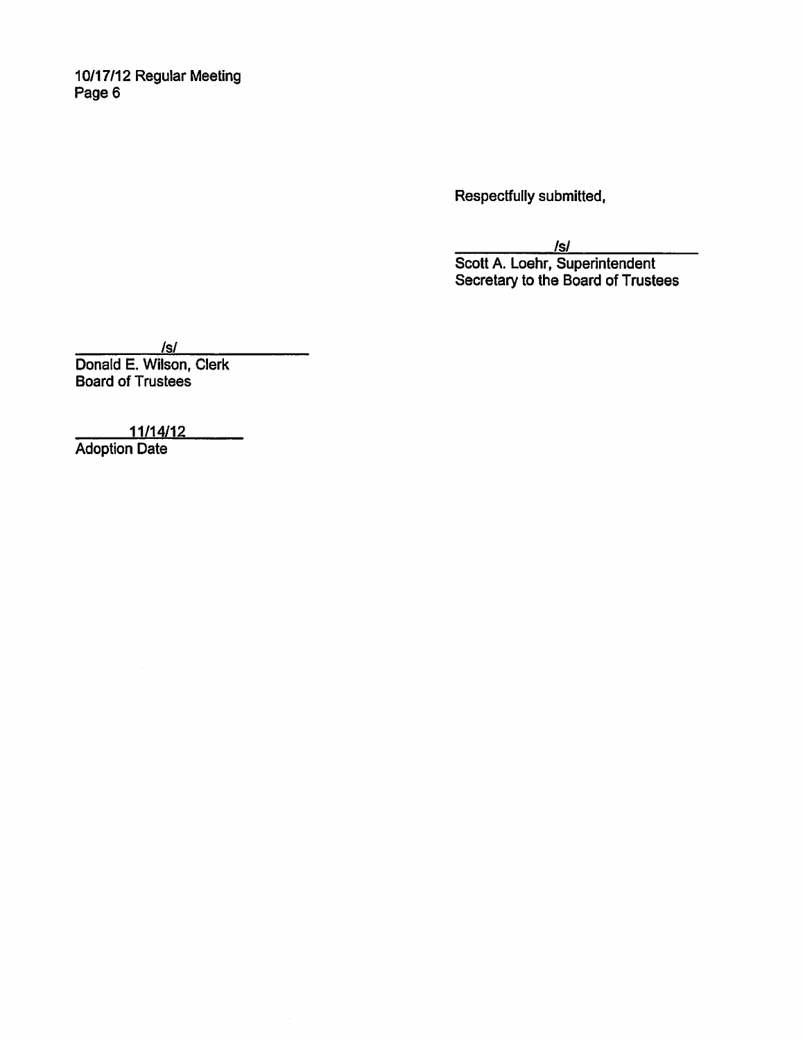Respectfully submitted,

/s/

Scott A. Loehr, Superintendent
Secretary to the Board of Trustees

/s/

Donald E. Wilson, Clerk
Board of Trustees

11/14/12

Adoption Date